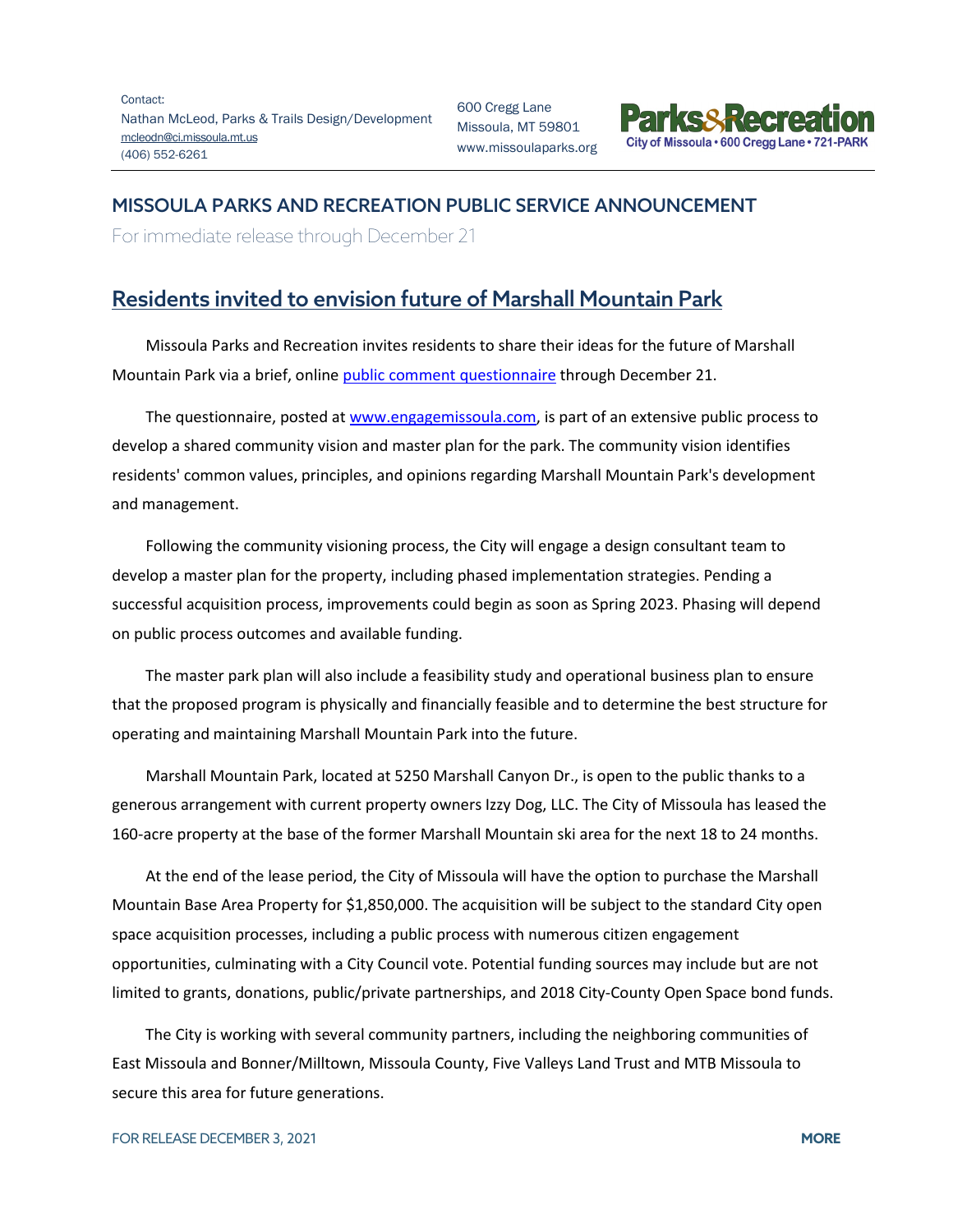Contact:
Nathan McLeod, Parks & Trails Design/Development
mcleodn@ci.missoula.mt.us
(406) 552-6261

600 Cregg Lane
Missoula, MT 59801
www.missoulaparks.org

Parks&Recreation
City of Missoula • 600 Cregg Lane • 721-PARK

## MISSOULA PARKS AND RECREATION PUBLIC SERVICE ANNOUNCEMENT

For immediate release through December 21

# Residents invited to envision future of Marshall Mountain Park

Missoula Parks and Recreation invites residents to share their ideas for the future of Marshall Mountain Park via a brief, online public comment questionnaire through December 21.

The questionnaire, posted at www.engagemissoula.com, is part of an extensive public process to develop a shared community vision and master plan for the park. The community vision identifies residents' common values, principles, and opinions regarding Marshall Mountain Park's development and management.

Following the community visioning process, the City will engage a design consultant team to develop a master plan for the property, including phased implementation strategies. Pending a successful acquisition process, improvements could begin as soon as Spring 2023. Phasing will depend on public process outcomes and available funding.

The master park plan will also include a feasibility study and operational business plan to ensure that the proposed program is physically and financially feasible and to determine the best structure for operating and maintaining Marshall Mountain Park into the future.

Marshall Mountain Park, located at 5250 Marshall Canyon Dr., is open to the public thanks to a generous arrangement with current property owners Izzy Dog, LLC. The City of Missoula has leased the 160-acre property at the base of the former Marshall Mountain ski area for the next 18 to 24 months.

At the end of the lease period, the City of Missoula will have the option to purchase the Marshall Mountain Base Area Property for $1,850,000. The acquisition will be subject to the standard City open space acquisition processes, including a public process with numerous citizen engagement opportunities, culminating with a City Council vote. Potential funding sources may include but are not limited to grants, donations, public/private partnerships, and 2018 City-County Open Space bond funds.

The City is working with several community partners, including the neighboring communities of East Missoula and Bonner/Milltown, Missoula County, Five Valleys Land Trust and MTB Missoula to secure this area for future generations.

FOR RELEASE DECEMBER 3, 2021

MORE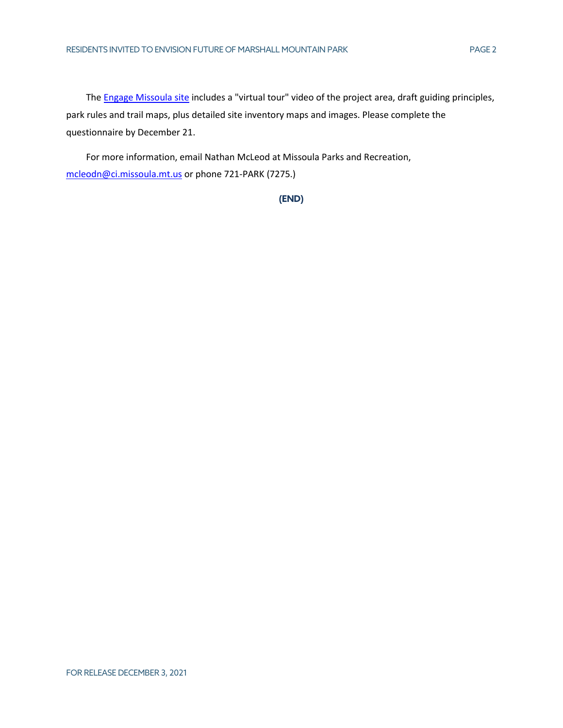The Engage Missoula site includes a "virtual tour" video of the project area, draft guiding principles, park rules and trail maps, plus detailed site inventory maps and images. Please complete the questionnaire by December 21.

For more information, email Nathan McLeod at Missoula Parks and Recreation, mcleodn@ci.missoula.mt.us or phone 721-PARK (7275.)

**(END)**